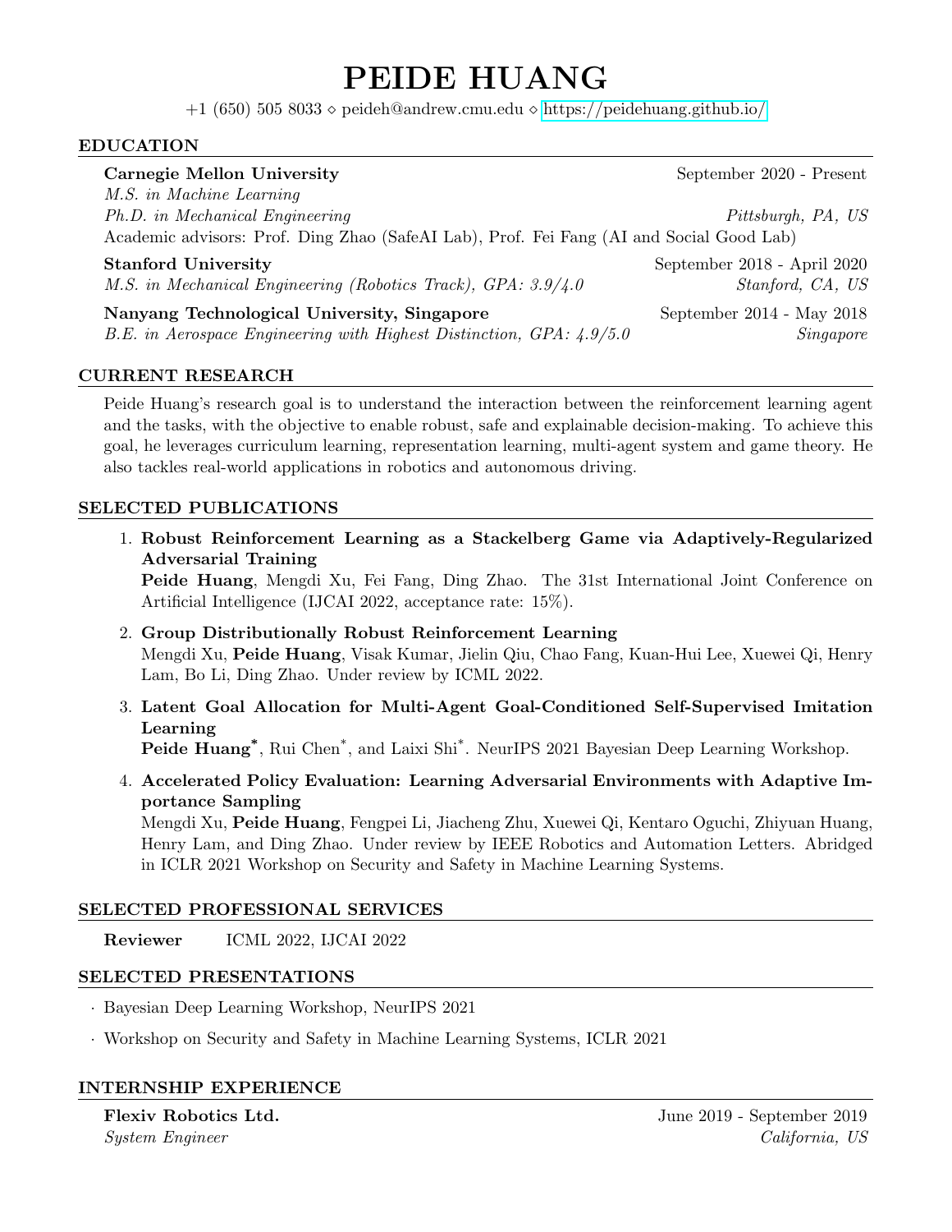# PEIDE HUANG

+1 (650) 505 8033 ⋄ peideh@andrew.cmu.edu ⋄ https://peidehuang.github.io/

## EDUCATION

**Carnegie Mellon University** — September 2020 - Present
*M.S. in Machine Learning*
*Ph.D. in Mechanical Engineering* — *Pittsburgh, PA, US*
Academic advisors: Prof. Ding Zhao (SafeAI Lab), Prof. Fei Fang (AI and Social Good Lab)

**Stanford University** — September 2018 - April 2020
*M.S. in Mechanical Engineering (Robotics Track), GPA: 3.9/4.0* — *Stanford, CA, US*

**Nanyang Technological University, Singapore** — September 2014 - May 2018
*B.E. in Aerospace Engineering with Highest Distinction, GPA: 4.9/5.0* — *Singapore*

## CURRENT RESEARCH

Peide Huang's research goal is to understand the interaction between the reinforcement learning agent and the tasks, with the objective to enable robust, safe and explainable decision-making. To achieve this goal, he leverages curriculum learning, representation learning, multi-agent system and game theory. He also tackles real-world applications in robotics and autonomous driving.

## SELECTED PUBLICATIONS

1. **Robust Reinforcement Learning as a Stackelberg Game via Adaptively-Regularized Adversarial Training**
   **Peide Huang**, Mengdi Xu, Fei Fang, Ding Zhao. The 31st International Joint Conference on Artificial Intelligence (IJCAI 2022, acceptance rate: 15%).
2. **Group Distributionally Robust Reinforcement Learning**
   Mengdi Xu, **Peide Huang**, Visak Kumar, Jielin Qiu, Chao Fang, Kuan-Hui Lee, Xuewei Qi, Henry Lam, Bo Li, Ding Zhao. Under review by ICML 2022.
3. **Latent Goal Allocation for Multi-Agent Goal-Conditioned Self-Supervised Imitation Learning**
   **Peide Huang***, Rui Chen*, and Laixi Shi*. NeurIPS 2021 Bayesian Deep Learning Workshop.
4. **Accelerated Policy Evaluation: Learning Adversarial Environments with Adaptive Importance Sampling**
   Mengdi Xu, **Peide Huang**, Fengpei Li, Jiacheng Zhu, Xuewei Qi, Kentaro Oguchi, Zhiyuan Huang, Henry Lam, and Ding Zhao. Under review by IEEE Robotics and Automation Letters. Abridged in ICLR 2021 Workshop on Security and Safety in Machine Learning Systems.

## SELECTED PROFESSIONAL SERVICES

**Reviewer** ICML 2022, IJCAI 2022

## SELECTED PRESENTATIONS

- Bayesian Deep Learning Workshop, NeurIPS 2021
- Workshop on Security and Safety in Machine Learning Systems, ICLR 2021

## INTERNSHIP EXPERIENCE

**Flexiv Robotics Ltd.** — June 2019 - September 2019
*System Engineer* — *California, US*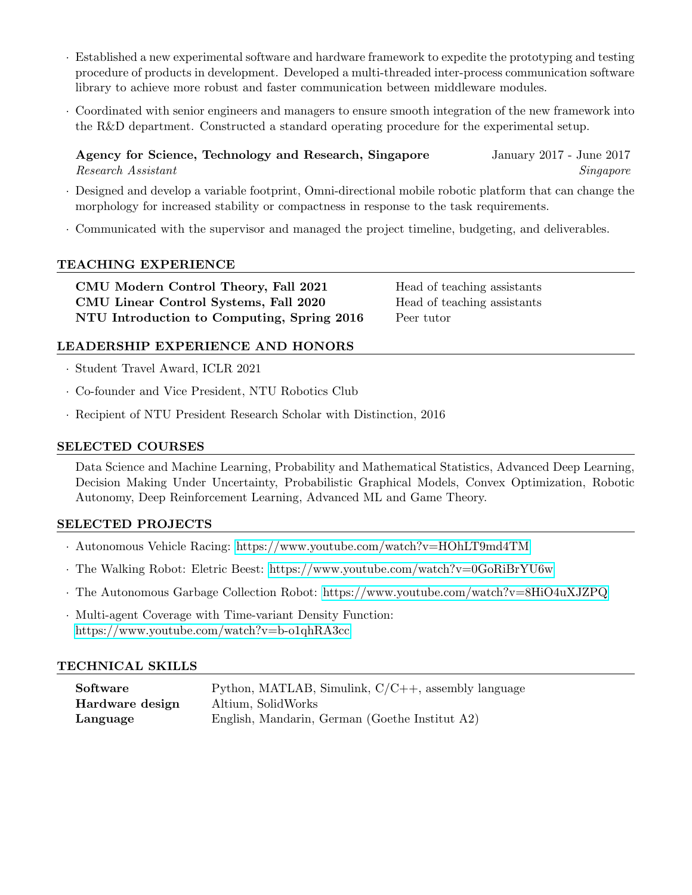- Established a new experimental software and hardware framework to expedite the prototyping and testing procedure of products in development. Developed a multi-threaded inter-process communication software library to achieve more robust and faster communication between middleware modules.
- Coordinated with senior engineers and managers to ensure smooth integration of the new framework into the R&D department. Constructed a standard operating procedure for the experimental setup.

**Agency for Science, Technology and Research, Singapore** — January 2017 - June 2017
*Research Assistant* — *Singapore*

- Designed and develop a variable footprint, Omni-directional mobile robotic platform that can change the morphology for increased stability or compactness in response to the task requirements.
- Communicated with the supervisor and managed the project timeline, budgeting, and deliverables.

## TEACHING EXPERIENCE

| | |
|---|---|
| **CMU Modern Control Theory, Fall 2021** | Head of teaching assistants |
| **CMU Linear Control Systems, Fall 2020** | Head of teaching assistants |
| **NTU Introduction to Computing, Spring 2016** | Peer tutor |

## LEADERSHIP EXPERIENCE AND HONORS

- Student Travel Award, ICLR 2021
- Co-founder and Vice President, NTU Robotics Club
- Recipient of NTU President Research Scholar with Distinction, 2016

## SELECTED COURSES

Data Science and Machine Learning, Probability and Mathematical Statistics, Advanced Deep Learning, Decision Making Under Uncertainty, Probabilistic Graphical Models, Convex Optimization, Robotic Autonomy, Deep Reinforcement Learning, Advanced ML and Game Theory.

## SELECTED PROJECTS

- Autonomous Vehicle Racing: https://www.youtube.com/watch?v=HOhLT9md4TM
- The Walking Robot: Eletric Beest: https://www.youtube.com/watch?v=0GoRiBrYU6w
- The Autonomous Garbage Collection Robot: https://www.youtube.com/watch?v=8HiO4uXJZPQ
- Multi-agent Coverage with Time-variant Density Function: https://www.youtube.com/watch?v=b-o1qhRA3cc

## TECHNICAL SKILLS

| | |
|---|---|
| **Software** | Python, MATLAB, Simulink, C/C++, assembly language |
| **Hardware design** | Altium, SolidWorks |
| **Language** | English, Mandarin, German (Goethe Institut A2) |